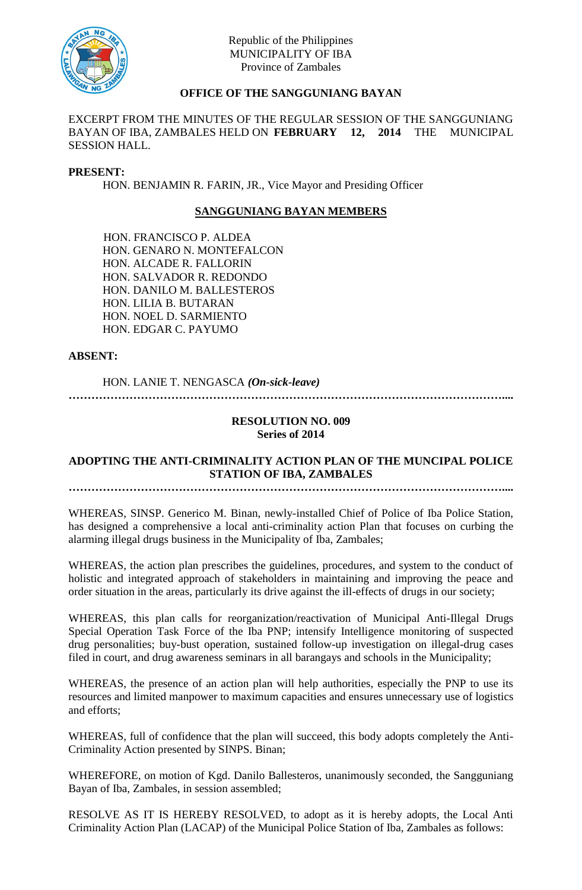Republic of the Philippines
MUNICIPALITY OF IBA
Province of Zambales

**OFFICE OF THE SANGGUNIANG BAYAN**

EXCERPT FROM THE MINUTES OF THE REGULAR SESSION OF THE SANGGUNIANG BAYAN OF IBA, ZAMBALES HELD ON **FEBRUARY 12, 2014** THE MUNICIPAL SESSION HALL.

**PRESENT:**

HON. BENJAMIN R. FARIN, JR., Vice Mayor and Presiding Officer

**SANGGUNIANG BAYAN MEMBERS**

HON. FRANCISCO P. ALDEA
HON. GENARO N. MONTEFALCON
HON. ALCADE R. FALLORIN
HON. SALVADOR R. REDONDO
HON. DANILO M. BALLESTEROS
HON. LILIA B. BUTARAN
HON. NOEL D. SARMIENTO
HON. EDGAR C. PAYUMO

**ABSENT:**

HON. LANIE T. NENGASCA ***(On-sick-leave)***

…………………………………………………………………………………………………….....

**RESOLUTION NO. 009**
**Series of 2014**

**ADOPTING THE ANTI-CRIMINALITY ACTION PLAN OF THE MUNCIPAL POLICE STATION OF IBA, ZAMBALES**

…………………………………………………………………………………………………….....

WHEREAS, SINSP. Generico M. Binan, newly-installed Chief of Police of Iba Police Station, has designed a comprehensive a local anti-criminality action Plan that focuses on curbing the alarming illegal drugs business in the Municipality of Iba, Zambales;

WHEREAS, the action plan prescribes the guidelines, procedures, and system to the conduct of holistic and integrated approach of stakeholders in maintaining and improving the peace and order situation in the areas, particularly its drive against the ill-effects of drugs in our society;

WHEREAS, this plan calls for reorganization/reactivation of Municipal Anti-Illegal Drugs Special Operation Task Force of the Iba PNP; intensify Intelligence monitoring of suspected drug personalities; buy-bust operation, sustained follow-up investigation on illegal-drug cases filed in court, and drug awareness seminars in all barangays and schools in the Municipality;

WHEREAS, the presence of an action plan will help authorities, especially the PNP to use its resources and limited manpower to maximum capacities and ensures unnecessary use of logistics and efforts;

WHEREAS, full of confidence that the plan will succeed, this body adopts completely the Anti-Criminality Action presented by SINPS. Binan;

WHEREFORE, on motion of Kgd. Danilo Ballesteros, unanimously seconded, the Sangguniang Bayan of Iba, Zambales, in session assembled;

RESOLVE AS IT IS HEREBY RESOLVED, to adopt as it is hereby adopts, the Local Anti Criminality Action Plan (LACAP) of the Municipal Police Station of Iba, Zambales as follows: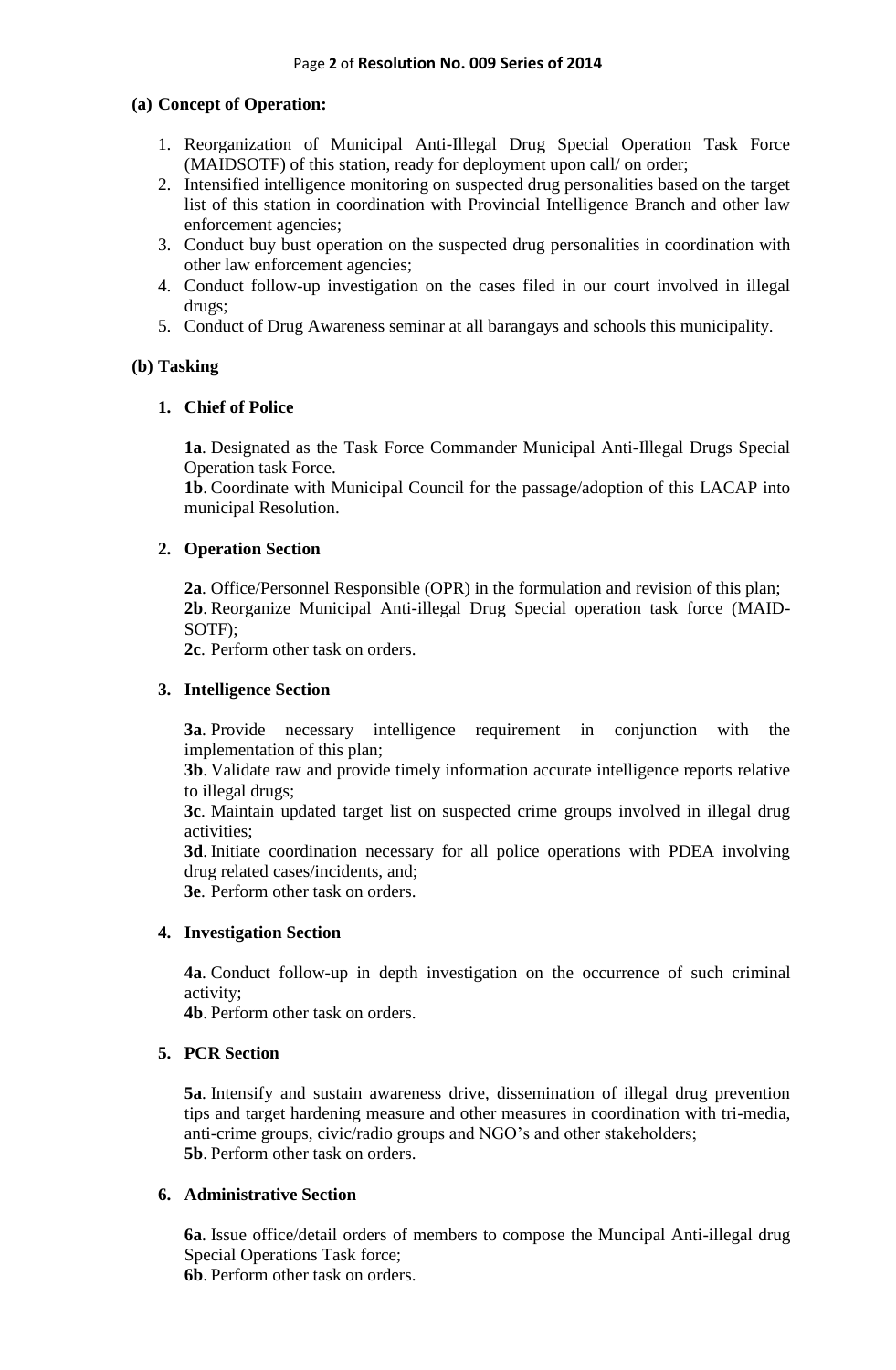**(a) Concept of Operation:**

1. Reorganization of Municipal Anti-Illegal Drug Special Operation Task Force (MAIDSOTF) of this station, ready for deployment upon call/ on order;
2. Intensified intelligence monitoring on suspected drug personalities based on the target list of this station in coordination with Provincial Intelligence Branch and other law enforcement agencies;
3. Conduct buy bust operation on the suspected drug personalities in coordination with other law enforcement agencies;
4. Conduct follow-up investigation on the cases filed in our court involved in illegal drugs;
5. Conduct of Drug Awareness seminar at all barangays and schools this municipality.

**(b) Tasking**

**1. Chief of Police**

**1a**. Designated as the Task Force Commander Municipal Anti-Illegal Drugs Special Operation task Force.
**1b**. Coordinate with Municipal Council for the passage/adoption of this LACAP into municipal Resolution.

**2. Operation Section**

**2a**. Office/Personnel Responsible (OPR) in the formulation and revision of this plan;
**2b**. Reorganize Municipal Anti-illegal Drug Special operation task force (MAID-SOTF);
**2c**. Perform other task on orders.

**3. Intelligence Section**

**3a**. Provide necessary intelligence requirement in conjunction with the implementation of this plan;
**3b**. Validate raw and provide timely information accurate intelligence reports relative to illegal drugs;
**3c**. Maintain updated target list on suspected crime groups involved in illegal drug activities;
**3d**. Initiate coordination necessary for all police operations with PDEA involving drug related cases/incidents, and;
**3e**. Perform other task on orders.

**4. Investigation Section**

**4a**. Conduct follow-up in depth investigation on the occurrence of such criminal activity;
**4b**. Perform other task on orders.

**5. PCR Section**

**5a**. Intensify and sustain awareness drive, dissemination of illegal drug prevention tips and target hardening measure and other measures in coordination with tri-media, anti-crime groups, civic/radio groups and NGO's and other stakeholders;
**5b**. Perform other task on orders.

**6. Administrative Section**

**6a**. Issue office/detail orders of members to compose the Muncipal Anti-illegal drug Special Operations Task force;
**6b**. Perform other task on orders.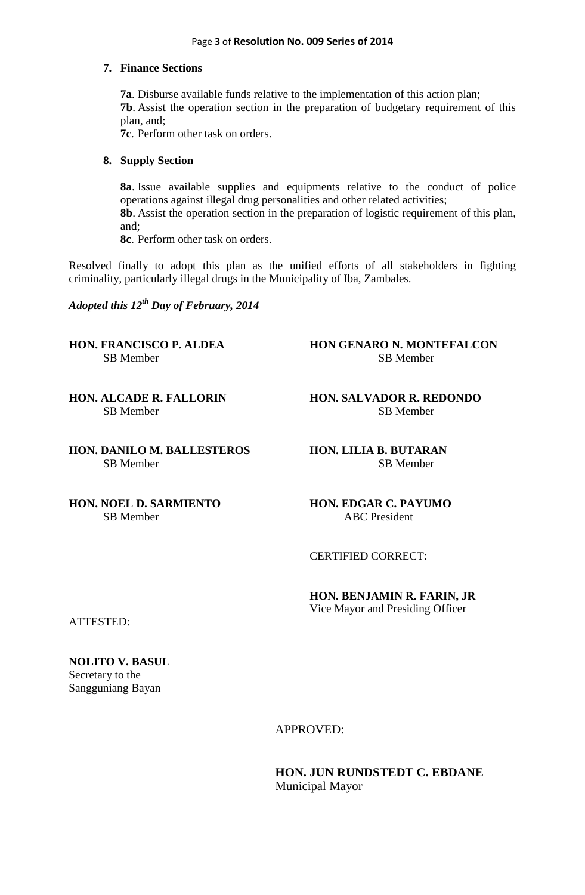**7. Finance Sections**

**7a**. Disburse available funds relative to the implementation of this action plan;
**7b**. Assist the operation section in the preparation of budgetary requirement of this plan, and;
**7c**. Perform other task on orders.

**8. Supply Section**

**8a**. Issue available supplies and equipments relative to the conduct of police operations against illegal drug personalities and other related activities;
**8b**. Assist the operation section in the preparation of logistic requirement of this plan, and;
**8c**. Perform other task on orders.

Resolved finally to adopt this plan as the unified efforts of all stakeholders in fighting criminality, particularly illegal drugs in the Municipality of Iba, Zambales.

***Adopted this 12th Day of February, 2014***

**HON. FRANCISCO P. ALDEA**
SB Member

**HON GENARO N. MONTEFALCON**
SB Member

**HON. ALCADE R. FALLORIN**
SB Member

**HON. SALVADOR R. REDONDO**
SB Member

**HON. DANILO M. BALLESTEROS**
SB Member

**HON. LILIA B. BUTARAN**
SB Member

**HON. NOEL D. SARMIENTO**
SB Member

**HON. EDGAR C. PAYUMO**
ABC President

CERTIFIED CORRECT:

**HON. BENJAMIN R. FARIN, JR**
Vice Mayor and Presiding Officer

ATTESTED:

**NOLITO V. BASUL**
Secretary to the
Sangguniang Bayan

APPROVED:

**HON. JUN RUNDSTEDT C. EBDANE**
Municipal Mayor